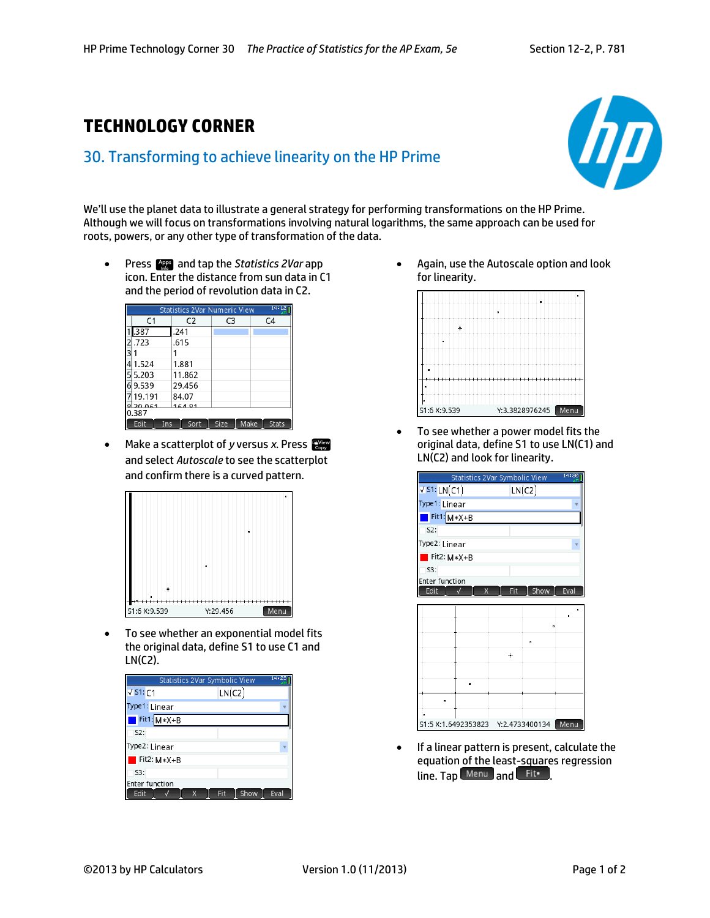# TECHNOLOGY CORNER

## 30. Transforming to achieve linearity on the HP Prime

We'll use the planet data to illustrate a general strategy for performing transformations on the HP Prime. Although we will focus on transformations involving natural logarithms, the same approach can be used for roots, powers, or any other type of transformation of the data.

- Press Apps and tap the *Statistics 2Var* app icon. Enter the distance from sun data in C1 and the period of revolution data in C2.

| | C1 | C2 | C3 | C4 |
|---|---|---|---|---|
| 1 | .387 | .241 | | |
| 2 | .723 | .615 | | |
| 3 | 1 | 1 | | |
| 4 | 1.524 | 1.881 | | |
| 5 | 5.203 | 11.862 | | |
| 6 | 9.539 | 29.456 | | |
| 7 | 19.191 | 84.07 | | |

- Make a scatterplot of *y* versus *x*. Press View and select *Autoscale* to see the scatterplot and confirm there is a curved pattern.

- To see whether an exponential model fits the original data, define S1 to use C1 and LN(C2).

- Again, use the Autoscale option and look for linearity.

- To see whether a power model fits the original data, define S1 to use LN(C1) and LN(C2) and look for linearity.

- If a linear pattern is present, calculate the equation of the least-squares regression line. Tap Menu and Fit.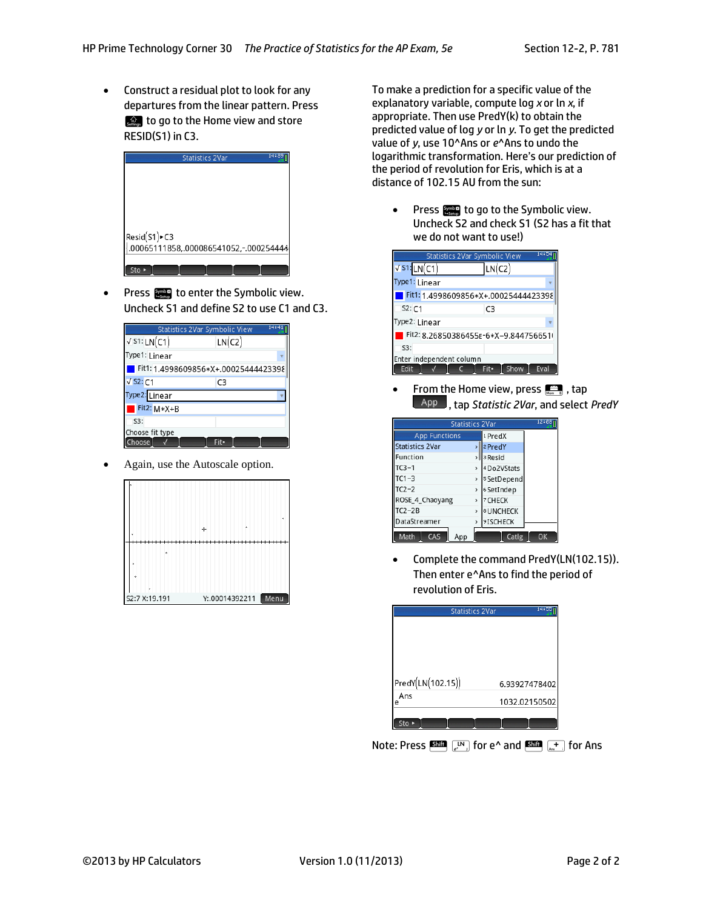- Construct a residual plot to look for any departures from the linear pattern. Press [Home] to go to the Home view and store RESID(S1) in C3.

Resid(S1)▸C3
.00065111858,.000086541052,-.00025444

- Press [Symb] to enter the Symbolic view. Uncheck S1 and define S2 to use C1 and C3.

- Again, use the Autoscale option.

S2:7 X:19.191 Y:.00014392211 Menu

To make a prediction for a specific value of the explanatory variable, compute log *x* or ln *x*, if appropriate. Then use PredY(k) to obtain the predicted value of log *y* or ln *y*. To get the predicted value of *y*, use 10^Ans or *e*^Ans to undo the logarithmic transformation. Here's our prediction of the period of revolution for Eris, which is at a distance of 102.15 AU from the sun:

- Press [Symb] to go to the Symbolic view. Uncheck S2 and check S1 (S2 has a fit that we do not want to use!)

- From the Home view, press [Mem], tap [App], tap *Statistic 2Var*, and select *PredY*

- Complete the command PredY(LN(102.15)). Then enter e^Ans to find the period of revolution of Eris.

PredY(LN(102.15)) 6.93927478402
e^Ans 1032.02150502

Note: Press [Shift] [LN] for e^ and [Shift] [+] for Ans